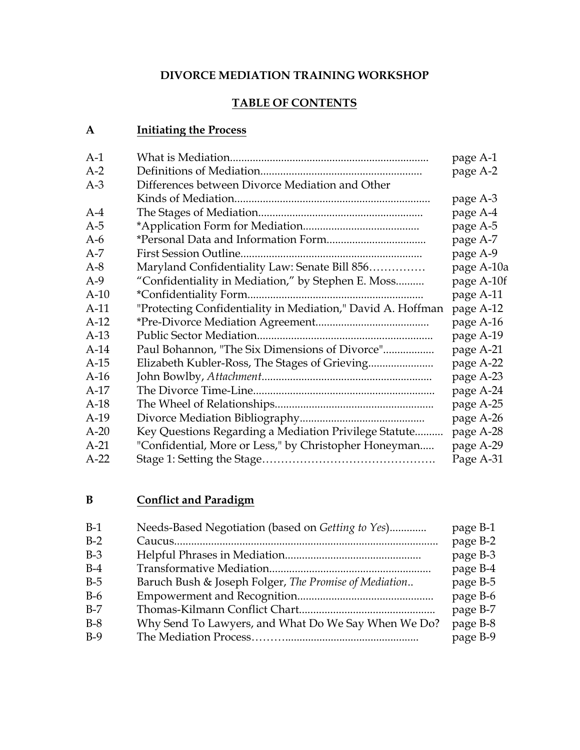# DIVORCE MEDIATION TRAINING WORKSHOP

## TABLE OF CONTENTS

### A Initiating the Process

| | | |
|---|---|---|
| A-1 | What is Mediation | page A-1 |
| A-2 | Definitions of Mediation | page A-2 |
| A-3 | Differences between Divorce Mediation and Other Kinds of Mediation | page A-3 |
| A-4 | The Stages of Mediation | page A-4 |
| A-5 | *Application Form for Mediation | page A-5 |
| A-6 | *Personal Data and Information Form | page A-7 |
| A-7 | First Session Outline | page A-9 |
| A-8 | Maryland Confidentiality Law: Senate Bill 856 | page A-10a |
| A-9 | "Confidentiality in Mediation," by Stephen E. Moss | page A-10f |
| A-10 | *Confidentiality Form | page A-11 |
| A-11 | "Protecting Confidentiality in Mediation," David A. Hoffman | page A-12 |
| A-12 | *Pre-Divorce Mediation Agreement | page A-16 |
| A-13 | Public Sector Mediation | page A-19 |
| A-14 | Paul Bohannon, "The Six Dimensions of Divorce" | page A-21 |
| A-15 | Elizabeth Kubler-Ross, The Stages of Grieving | page A-22 |
| A-16 | John Bowlby, *Attachment* | page A-23 |
| A-17 | The Divorce Time-Line | page A-24 |
| A-18 | The Wheel of Relationships | page A-25 |
| A-19 | Divorce Mediation Bibliography | page A-26 |
| A-20 | Key Questions Regarding a Mediation Privilege Statute | page A-28 |
| A-21 | "Confidential, More or Less," by Christopher Honeyman | page A-29 |
| A-22 | Stage 1: Setting the Stage | Page A-31 |

### B Conflict and Paradigm

| | | |
|---|---|---|
| B-1 | Needs-Based Negotiation (based on *Getting to Yes*) | page B-1 |
| B-2 | Caucus | page B-2 |
| B-3 | Helpful Phrases in Mediation | page B-3 |
| B-4 | Transformative Mediation | page B-4 |
| B-5 | Baruch Bush & Joseph Folger, *The Promise of Mediation* | page B-5 |
| B-6 | Empowerment and Recognition | page B-6 |
| B-7 | Thomas-Kilmann Conflict Chart | page B-7 |
| B-8 | Why Send To Lawyers, and What Do We Say When We Do? | page B-8 |
| B-9 | The Mediation Process | page B-9 |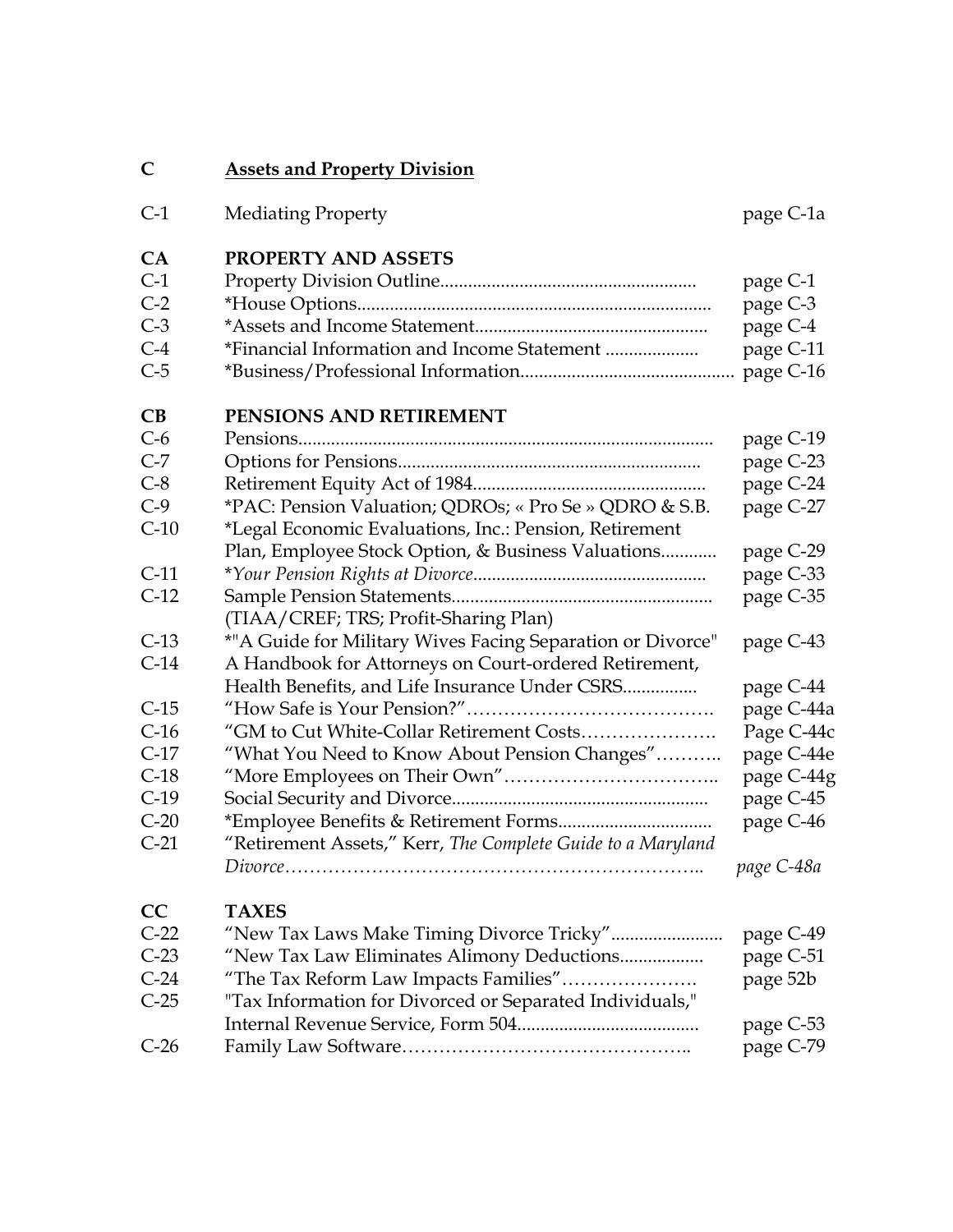## C **Assets and Property Division**

| | | |
|---|---|---|
| C-1 | Mediating Property | page C-1a |
| **CA** | **PROPERTY AND ASSETS** | |
| C-1 | Property Division Outline | page C-1 |
| C-2 | *House Options | page C-3 |
| C-3 | *Assets and Income Statement | page C-4 |
| C-4 | *Financial Information and Income Statement | page C-11 |
| C-5 | *Business/Professional Information | page C-16 |
| **CB** | **PENSIONS AND RETIREMENT** | |
| C-6 | Pensions | page C-19 |
| C-7 | Options for Pensions | page C-23 |
| C-8 | Retirement Equity Act of 1984 | page C-24 |
| C-9 | *PAC: Pension Valuation; QDROs; « Pro Se » QDRO & S.B. | page C-27 |
| C-10 | *Legal Economic Evaluations, Inc.: Pension, Retirement Plan, Employee Stock Option, & Business Valuations | page C-29 |
| C-11 | **Your Pension Rights at Divorce* | page C-33 |
| C-12 | Sample Pension Statements (TIAA/CREF; TRS; Profit-Sharing Plan) | page C-35 |
| C-13 | *"A Guide for Military Wives Facing Separation or Divorce" | page C-43 |
| C-14 | A Handbook for Attorneys on Court-ordered Retirement, Health Benefits, and Life Insurance Under CSRS | page C-44 |
| C-15 | "How Safe is Your Pension?" | page C-44a |
| C-16 | "GM to Cut White-Collar Retirement Costs | Page C-44c |
| C-17 | "What You Need to Know About Pension Changes" | page C-44e |
| C-18 | "More Employees on Their Own" | page C-44g |
| C-19 | Social Security and Divorce | page C-45 |
| C-20 | *Employee Benefits & Retirement Forms | page C-46 |
| C-21 | "Retirement Assets," Kerr, *The Complete Guide to a Maryland Divorce* | *page C-48a* |
| **CC** | **TAXES** | |
| C-22 | "New Tax Laws Make Timing Divorce Tricky" | page C-49 |
| C-23 | "New Tax Law Eliminates Alimony Deductions | page C-51 |
| C-24 | "The Tax Reform Law Impacts Families" | page 52b |
| C-25 | "Tax Information for Divorced or Separated Individuals," Internal Revenue Service, Form 504 | page C-53 |
| C-26 | Family Law Software | page C-79 |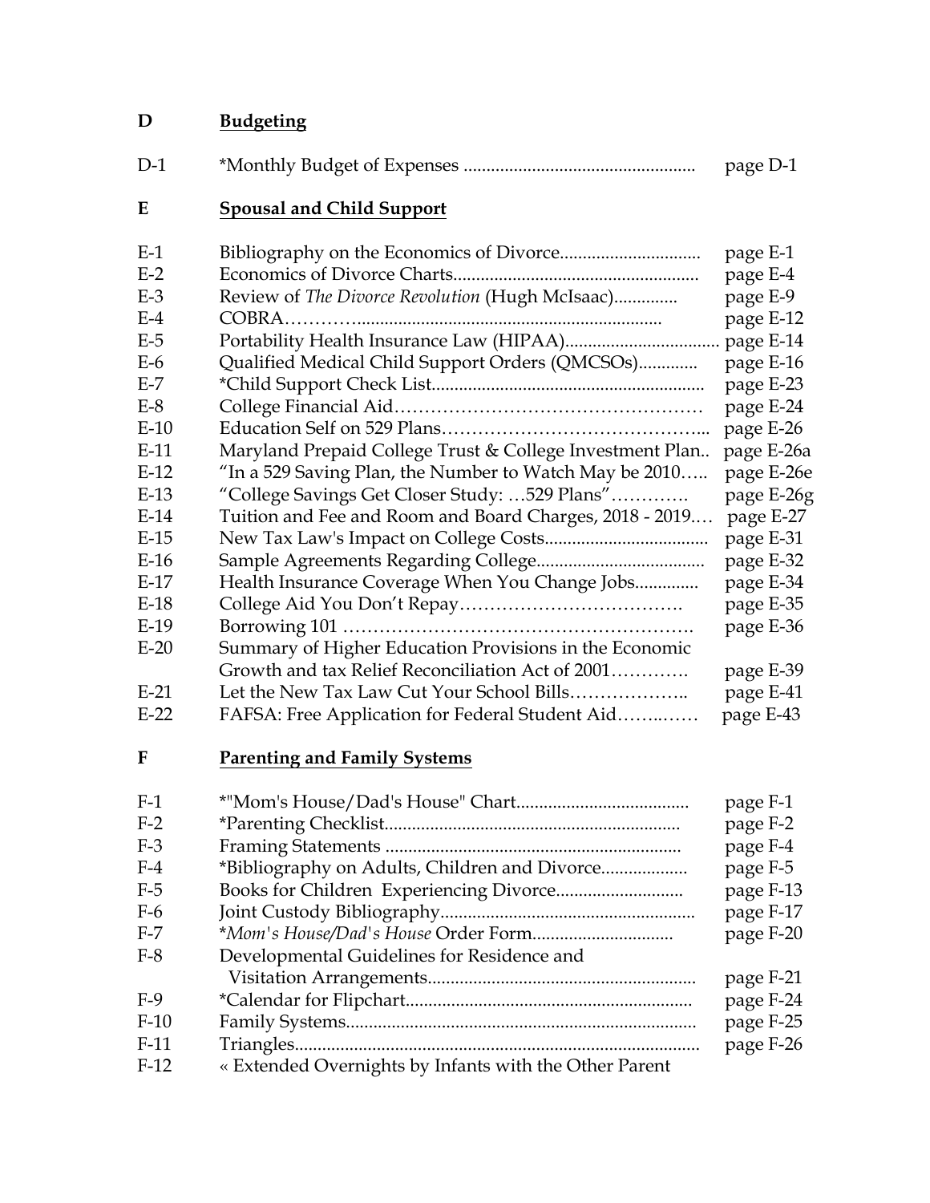## D Budgeting

| | | |
|---|---|---|
| D-1 | *Monthly Budget of Expenses .................................................. | page D-1 |

## E Spousal and Child Support

| | | |
|---|---|---|
| E-1 | Bibliography on the Economics of Divorce............................... | page E-1 |
| E-2 | Economics of Divorce Charts...................................................... | page E-4 |
| E-3 | Review of *The Divorce Revolution* (Hugh McIsaac).............. | page E-9 |
| E-4 | COBRA…………................................................................. | page E-12 |
| E-5 | Portability Health Insurance Law (HIPAA).................................. | page E-14 |
| E-6 | Qualified Medical Child Support Orders (QMCSOs)............. | page E-16 |
| E-7 | *Child Support Check List........................................................... | page E-23 |
| E-8 | College Financial Aid…………………………………………… | page E-24 |
| E-10 | Education Self on 529 Plans……………………………………... | page E-26 |
| E-11 | Maryland Prepaid College Trust & College Investment Plan.. | page E-26a |
| E-12 | "In a 529 Saving Plan, the Number to Watch May be 2010….. | page E-26e |
| E-13 | "College Savings Get Closer Study: …529 Plans"…………. | page E-26g |
| E-14 | Tuition and Fee and Room and Board Charges, 2018 - 2019…. | page E-27 |
| E-15 | New Tax Law's Impact on College Costs.................................... | page E-31 |
| E-16 | Sample Agreements Regarding College..................................... | page E-32 |
| E-17 | Health Insurance Coverage When You Change Jobs............. | page E-34 |
| E-18 | College Aid You Don't Repay………………………………. | page E-35 |
| E-19 | Borrowing 101 …………………………………………………. | page E-36 |
| E-20 | Summary of Higher Education Provisions in the Economic Growth and tax Relief Reconciliation Act of 2001…………. | page E-39 |
| E-21 | Let the New Tax Law Cut Your School Bills……………….. | page E-41 |
| E-22 | FAFSA: Free Application for Federal Student Aid……..…… | page E-43 |

## F Parenting and Family Systems

| | | |
|---|---|---|
| F-1 | *"Mom's House/Dad's House" Chart...................................... | page F-1 |
| F-2 | *Parenting Checklist................................................................ | page F-2 |
| F-3 | Framing Statements ................................................................ | page F-4 |
| F-4 | *Bibliography on Adults, Children and Divorce................... | page F-5 |
| F-5 | Books for Children Experiencing Divorce............................ | page F-13 |
| F-6 | Joint Custody Bibliography........................................................ | page F-17 |
| F-7 | **Mom's House/Dad's House* Order Form............................... | page F-20 |
| F-8 | Developmental Guidelines for Residence and Visitation Arrangements........................................................... | page F-21 |
| F-9 | *Calendar for Flipchart............................................................... | page F-24 |
| F-10 | Family Systems............................................................................ | page F-25 |
| F-11 | Triangles........................................................................................ | page F-26 |
| F-12 | « Extended Overnights by Infants with the Other Parent | |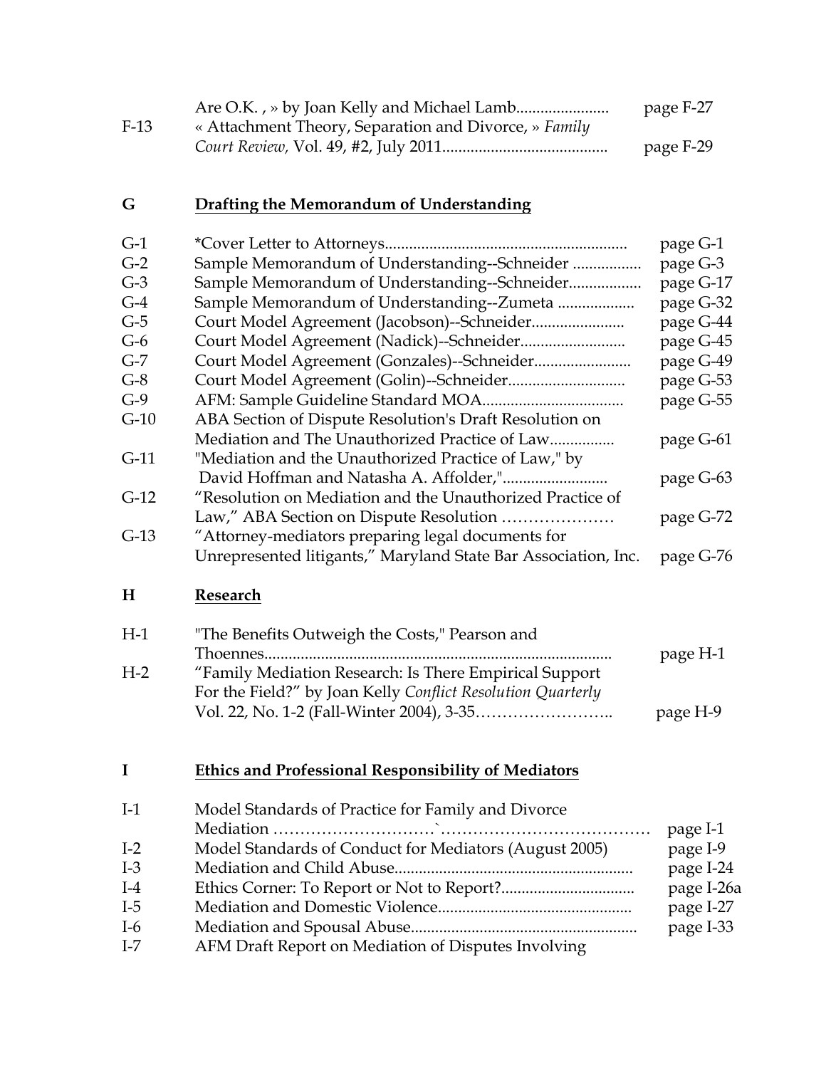| | | |
|---|---|---|
| | Are O.K. , » by Joan Kelly and Michael Lamb...................... | page F-27 |
| F-13 | « Attachment Theory, Separation and Divorce, » *Family Court Review,* Vol. 49, #2, July 2011........................................ | page F-29 |

## G **Drafting the Memorandum of Understanding**

| | | |
|---|---|---|
| G-1 | *Cover Letter to Attorneys........................................................... | page G-1 |
| G-2 | Sample Memorandum of Understanding--Schneider ................ | page G-3 |
| G-3 | Sample Memorandum of Understanding--Schneider................. | page G-17 |
| G-4 | Sample Memorandum of Understanding--Zumeta .................. | page G-32 |
| G-5 | Court Model Agreement (Jacobson)--Schneider...................... | page G-44 |
| G-6 | Court Model Agreement (Nadick)--Schneider.......................... | page G-45 |
| G-7 | Court Model Agreement (Gonzales)--Schneider........................ | page G-49 |
| G-8 | Court Model Agreement (Golin)--Schneider............................ | page G-53 |
| G-9 | AFM: Sample Guideline Standard MOA.................................. | page G-55 |
| G-10 | ABA Section of Dispute Resolution's Draft Resolution on Mediation and The Unauthorized Practice of Law................ | page G-61 |
| G-11 | "Mediation and the Unauthorized Practice of Law," by David Hoffman and Natasha A. Affolder,"......................... | page G-63 |
| G-12 | "Resolution on Mediation and the Unauthorized Practice of Law," ABA Section on Dispute Resolution ………………… | page G-72 |
| G-13 | "Attorney-mediators preparing legal documents for Unrepresented litigants," Maryland State Bar Association, Inc. | page G-76 |

## H **Research**

| | | |
|---|---|---|
| H-1 | "The Benefits Outweigh the Costs," Pearson and Thoennes...................................................................................... | page H-1 |
| H-2 | "Family Mediation Research: Is There Empirical Support For the Field?" by Joan Kelly *Conflict Resolution Quarterly* Vol. 22, No. 1-2 (Fall-Winter 2004), 3-35…………………….. | page H-9 |

## I **Ethics and Professional Responsibility of Mediators**

| | | |
|---|---|---|
| I-1 | Model Standards of Practice for Family and Divorce Mediation ………………………`………………………………… | page I-1 |
| I-2 | Model Standards of Conduct for Mediators (August 2005) | page I-9 |
| I-3 | Mediation and Child Abuse.......................................................... | page I-24 |
| I-4 | Ethics Corner: To Report or Not to Report?................................ | page I-26a |
| I-5 | Mediation and Domestic Violence................................................ | page I-27 |
| I-6 | Mediation and Spousal Abuse....................................................... | page I-33 |
| I-7 | AFM Draft Report on Mediation of Disputes Involving | |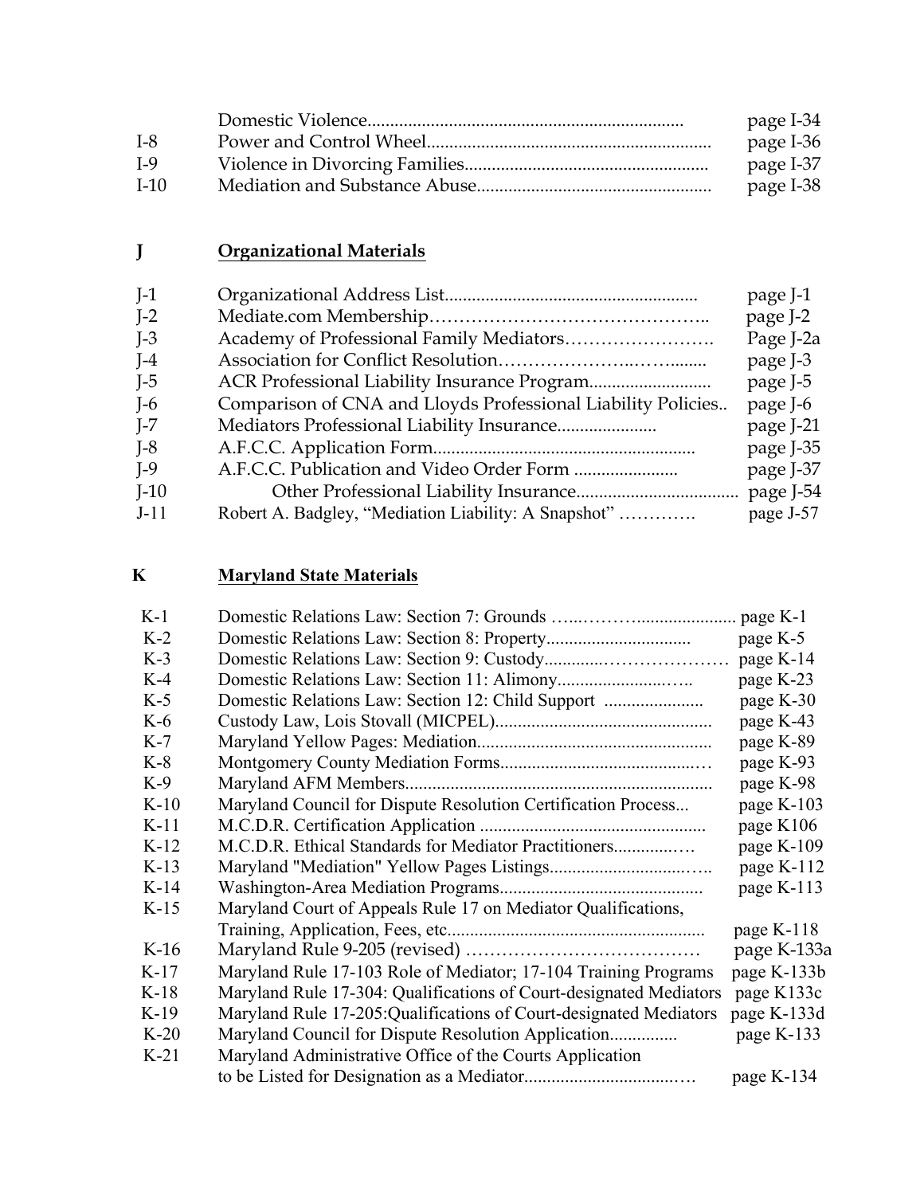| | | |
|---|---|---|
| | Domestic Violence | page I-34 |
| I-8 | Power and Control Wheel | page I-36 |
| I-9 | Violence in Divorcing Families | page I-37 |
| I-10 | Mediation and Substance Abuse | page I-38 |

## J Organizational Materials

| | | |
|---|---|---|
| J-1 | Organizational Address List | page J-1 |
| J-2 | Mediate.com Membership | page J-2 |
| J-3 | Academy of Professional Family Mediators | Page J-2a |
| J-4 | Association for Conflict Resolution | page J-3 |
| J-5 | ACR Professional Liability Insurance Program | page J-5 |
| J-6 | Comparison of CNA and Lloyds Professional Liability Policies | page J-6 |
| J-7 | Mediators Professional Liability Insurance | page J-21 |
| J-8 | A.F.C.C. Application Form | page J-35 |
| J-9 | A.F.C.C. Publication and Video Order Form | page J-37 |
| J-10 | Other Professional Liability Insurance | page J-54 |
| J-11 | Robert A. Badgley, "Mediation Liability: A Snapshot" | page J-57 |

## K Maryland State Materials

| | | |
|---|---|---|
| K-1 | Domestic Relations Law: Section 7: Grounds | page K-1 |
| K-2 | Domestic Relations Law: Section 8: Property | page K-5 |
| K-3 | Domestic Relations Law: Section 9: Custody | page K-14 |
| K-4 | Domestic Relations Law: Section 11: Alimony | page K-23 |
| K-5 | Domestic Relations Law: Section 12: Child Support | page K-30 |
| K-6 | Custody Law, Lois Stovall (MICPEL) | page K-43 |
| K-7 | Maryland Yellow Pages: Mediation | page K-89 |
| K-8 | Montgomery County Mediation Forms | page K-93 |
| K-9 | Maryland AFM Members | page K-98 |
| K-10 | Maryland Council for Dispute Resolution Certification Process | page K-103 |
| K-11 | M.C.D.R. Certification Application | page K106 |
| K-12 | M.C.D.R. Ethical Standards for Mediator Practitioners | page K-109 |
| K-13 | Maryland "Mediation" Yellow Pages Listings | page K-112 |
| K-14 | Washington-Area Mediation Programs | page K-113 |
| K-15 | Maryland Court of Appeals Rule 17 on Mediator Qualifications, Training, Application, Fees, etc. | page K-118 |
| K-16 | Maryland Rule 9-205 (revised) | page K-133a |
| K-17 | Maryland Rule 17-103 Role of Mediator; 17-104 Training Programs | page K-133b |
| K-18 | Maryland Rule 17-304: Qualifications of Court-designated Mediators | page K133c |
| K-19 | Maryland Rule 17-205:Qualifications of Court-designated Mediators | page K-133d |
| K-20 | Maryland Council for Dispute Resolution Application | page K-133 |
| K-21 | Maryland Administrative Office of the Courts Application to be Listed for Designation as a Mediator | page K-134 |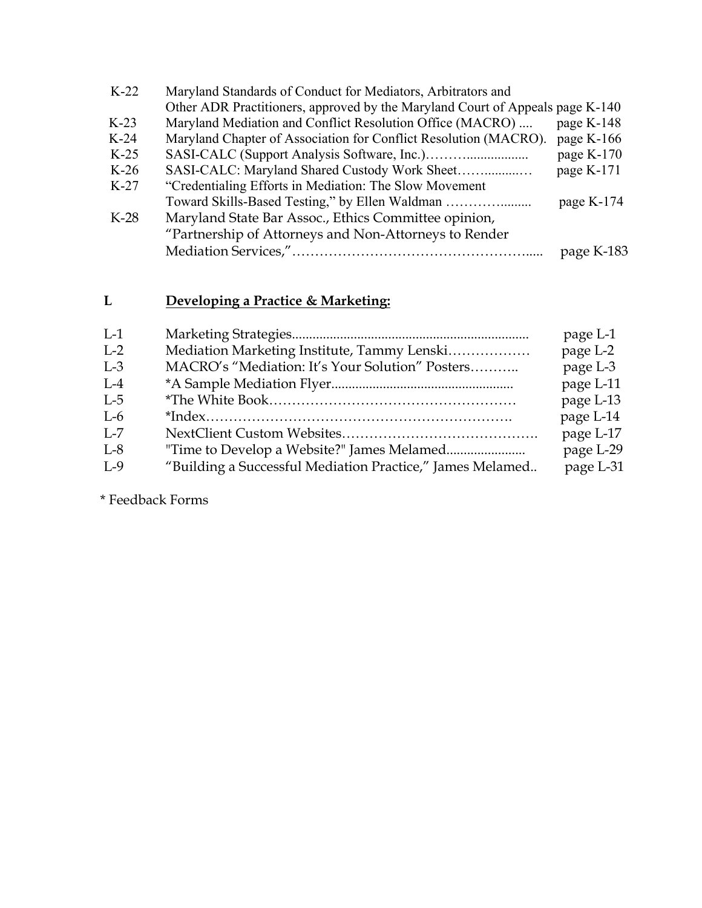| | | |
|---|---|---|
| K-22 | Maryland Standards of Conduct for Mediators, Arbitrators and Other ADR Practitioners, approved by the Maryland Court of Appeals | page K-140 |
| K-23 | Maryland Mediation and Conflict Resolution Office (MACRO) .... | page K-148 |
| K-24 | Maryland Chapter of Association for Conflict Resolution (MACRO). | page K-166 |
| K-25 | SASI-CALC (Support Analysis Software, Inc.)………................... | page K-170 |
| K-26 | SASI-CALC: Maryland Shared Custody Work Sheet……..........… | page K-171 |
| K-27 | "Credentialing Efforts in Mediation: The Slow Movement Toward Skills-Based Testing," by Ellen Waldman ………….......... | page K-174 |
| K-28 | Maryland State Bar Assoc., Ethics Committee opinion, "Partnership of Attorneys and Non-Attorneys to Render Mediation Services,"……………………………………………...... | page K-183 |

## L **Developing a Practice & Marketing:**

| | | |
|---|---|---|
| L-1 | Marketing Strategies.................................................................... | page L-1 |
| L-2 | Mediation Marketing Institute, Tammy Lenski……………… | page L-2 |
| L-3 | MACRO's "Mediation: It's Your Solution" Posters……….. | page L-3 |
| L-4 | *A Sample Mediation Flyer.................................................... | page L-11 |
| L-5 | *The White Book……………………………………………… | page L-13 |
| L-6 | *Index………………………………………………………. | page L-14 |
| L-7 | NextClient Custom Websites……………………………………. | page L-17 |
| L-8 | "Time to Develop a Website?" James Melamed....................... | page L-29 |
| L-9 | "Building a Successful Mediation Practice," James Melamed.. | page L-31 |

* Feedback Forms